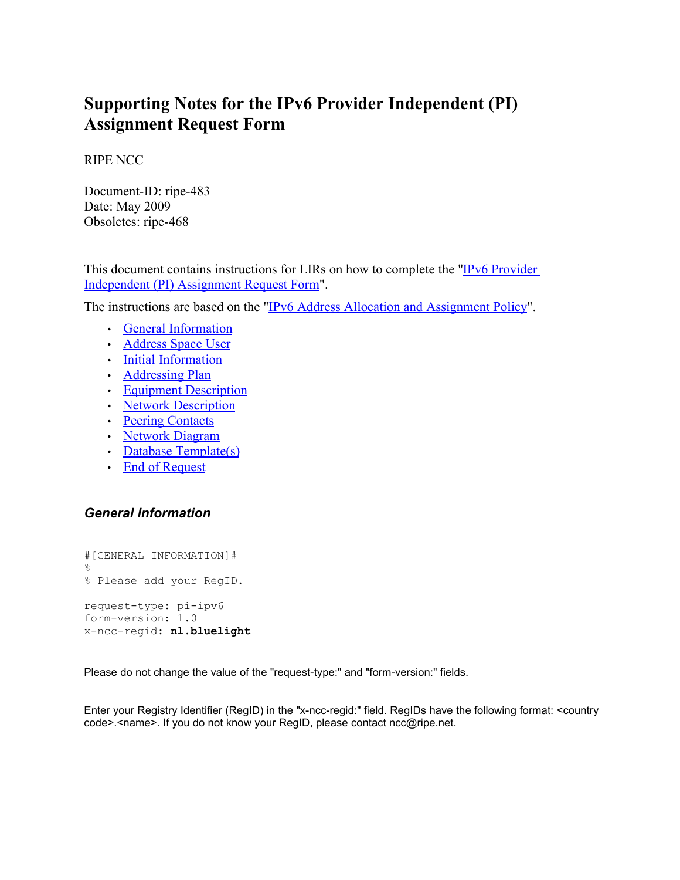# Supporting Notes for the IPv6 Provider Independent (PI) Assignment Request Form

RIPE NCC

Document-ID: ripe-483
Date: May 2009
Obsoletes: ripe-468

---

This document contains instructions for LIRs on how to complete the "IPv6 Provider Independent (PI) Assignment Request Form".

The instructions are based on the "IPv6 Address Allocation and Assignment Policy".

- General Information
- Address Space User
- Initial Information
- Addressing Plan
- Equipment Description
- Network Description
- Peering Contacts
- Network Diagram
- Database Template(s)
- End of Request

---

### *General Information*

```
#[GENERAL INFORMATION]#
%
% Please add your RegID.

request-type: pi-ipv6
form-version: 1.0
x-ncc-regid: nl.bluelight
```

Please do not change the value of the "request-type:" and "form-version:" fields.

Enter your Registry Identifier (RegID) in the "x-ncc-regid:" field. RegIDs have the following format: <country code>.<name>. If you do not know your RegID, please contact ncc@ripe.net.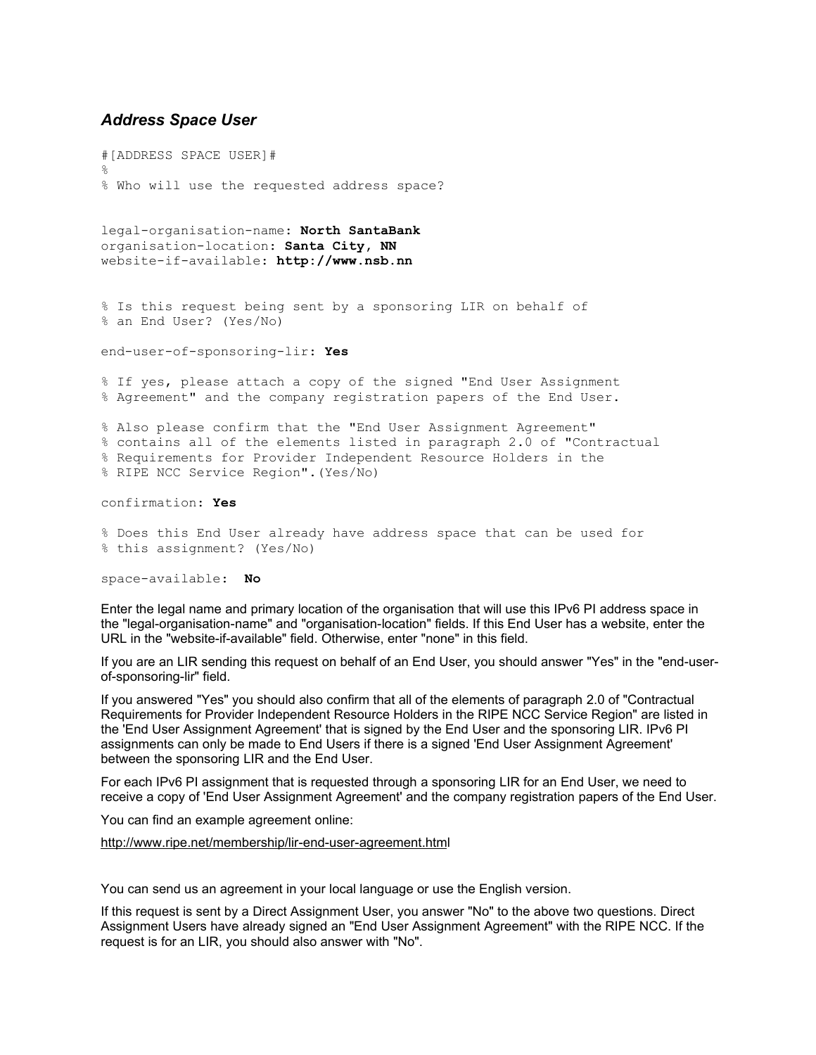### *Address Space User*

```
#[ADDRESS SPACE USER]#
%
% Who will use the requested address space?


legal-organisation-name: North SantaBank
organisation-location: Santa City, NN
website-if-available: http://www.nsb.nn


% Is this request being sent by a sponsoring LIR on behalf of
% an End User? (Yes/No)

end-user-of-sponsoring-lir: Yes

% If yes, please attach a copy of the signed "End User Assignment
% Agreement" and the company registration papers of the End User.

% Also please confirm that the "End User Assignment Agreement"
% contains all of the elements listed in paragraph 2.0 of "Contractual
% Requirements for Provider Independent Resource Holders in the
% RIPE NCC Service Region".(Yes/No)

confirmation: Yes

% Does this End User already have address space that can be used for
% this assignment? (Yes/No)

space-available:  No
```

Enter the legal name and primary location of the organisation that will use this IPv6 PI address space in the "legal-organisation-name" and "organisation-location" fields. If this End User has a website, enter the URL in the "website-if-available" field. Otherwise, enter "none" in this field.

If you are an LIR sending this request on behalf of an End User, you should answer "Yes" in the "end-user-of-sponsoring-lir" field.

If you answered "Yes" you should also confirm that all of the elements of paragraph 2.0 of "Contractual Requirements for Provider Independent Resource Holders in the RIPE NCC Service Region" are listed in the 'End User Assignment Agreement' that is signed by the End User and the sponsoring LIR. IPv6 PI assignments can only be made to End Users if there is a signed 'End User Assignment Agreement' between the sponsoring LIR and the End User.

For each IPv6 PI assignment that is requested through a sponsoring LIR for an End User, we need to receive a copy of 'End User Assignment Agreement' and the company registration papers of the End User.

You can find an example agreement online:

http://www.ripe.net/membership/lir-end-user-agreement.html

You can send us an agreement in your local language or use the English version.

If this request is sent by a Direct Assignment User, you answer "No" to the above two questions. Direct Assignment Users have already signed an "End User Assignment Agreement" with the RIPE NCC. If the request is for an LIR, you should also answer with "No".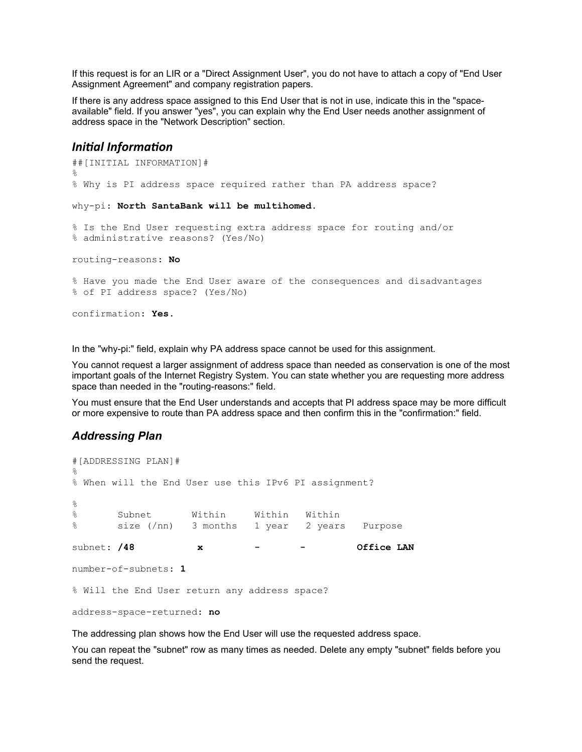If this request is for an LIR or a "Direct Assignment User", you do not have to attach a copy of "End User Assignment Agreement" and company registration papers.

If there is any address space assigned to this End User that is not in use, indicate this in the "space-available" field. If you answer "yes", you can explain why the End User needs another assignment of address space in the "Network Description" section.

### *Initial Information*

```
##[INITIAL INFORMATION]#
%
% Why is PI address space required rather than PA address space?

why-pi: North SantaBank will be multihomed.

% Is the End User requesting extra address space for routing and/or
% administrative reasons? (Yes/No)

routing-reasons: No

% Have you made the End User aware of the consequences and disadvantages
% of PI address space? (Yes/No)

confirmation: Yes.
```

In the "why-pi:" field, explain why PA address space cannot be used for this assignment.

You cannot request a larger assignment of address space than needed as conservation is one of the most important goals of the Internet Registry System. You can state whether you are requesting more address space than needed in the "routing-reasons:" field.

You must ensure that the End User understands and accepts that PI address space may be more difficult or more expensive to route than PA address space and then confirm this in the "confirmation:" field.

### *Addressing Plan*

```
#[ADDRESSING PLAN]#
%
% When will the End User use this IPv6 PI assignment?

%
%       Subnet       Within     Within   Within
%       size (/nn)   3 months   1 year   2 years   Purpose

subnet: /48           x         -        -         Office LAN

number-of-subnets: 1

% Will the End User return any address space?

address-space-returned: no
```

The addressing plan shows how the End User will use the requested address space.

You can repeat the "subnet" row as many times as needed. Delete any empty "subnet" fields before you send the request.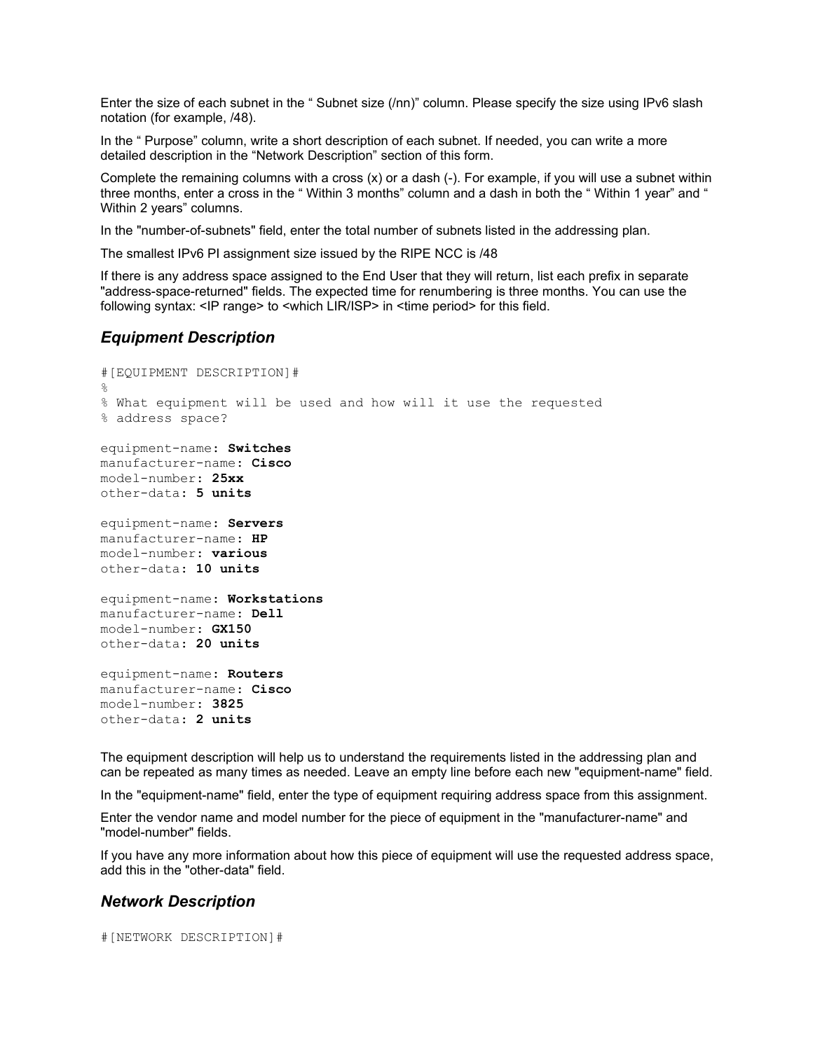Enter the size of each subnet in the " Subnet size (/nn)" column. Please specify the size using IPv6 slash notation (for example, /48).

In the " Purpose" column, write a short description of each subnet. If needed, you can write a more detailed description in the "Network Description" section of this form.

Complete the remaining columns with a cross (x) or a dash (-). For example, if you will use a subnet within three months, enter a cross in the " Within 3 months" column and a dash in both the " Within 1 year" and " Within 2 years" columns.

In the "number-of-subnets" field, enter the total number of subnets listed in the addressing plan.

The smallest IPv6 PI assignment size issued by the RIPE NCC is /48

If there is any address space assigned to the End User that they will return, list each prefix in separate "address-space-returned" fields. The expected time for renumbering is three months. You can use the following syntax: <IP range> to <which LIR/ISP> in <time period> for this field.

## *Equipment Description*

```
#[EQUIPMENT DESCRIPTION]#
%
% What equipment will be used and how will it use the requested
% address space?

equipment-name: Switches
manufacturer-name: Cisco
model-number: 25xx
other-data: 5 units

equipment-name: Servers
manufacturer-name: HP
model-number: various
other-data: 10 units

equipment-name: Workstations
manufacturer-name: Dell
model-number: GX150
other-data: 20 units

equipment-name: Routers
manufacturer-name: Cisco
model-number: 3825
other-data: 2 units
```

The equipment description will help us to understand the requirements listed in the addressing plan and can be repeated as many times as needed. Leave an empty line before each new "equipment-name" field.

In the "equipment-name" field, enter the type of equipment requiring address space from this assignment.

Enter the vendor name and model number for the piece of equipment in the "manufacturer-name" and "model-number" fields.

If you have any more information about how this piece of equipment will use the requested address space, add this in the "other-data" field.

## *Network Description*

```
#[NETWORK DESCRIPTION]#
```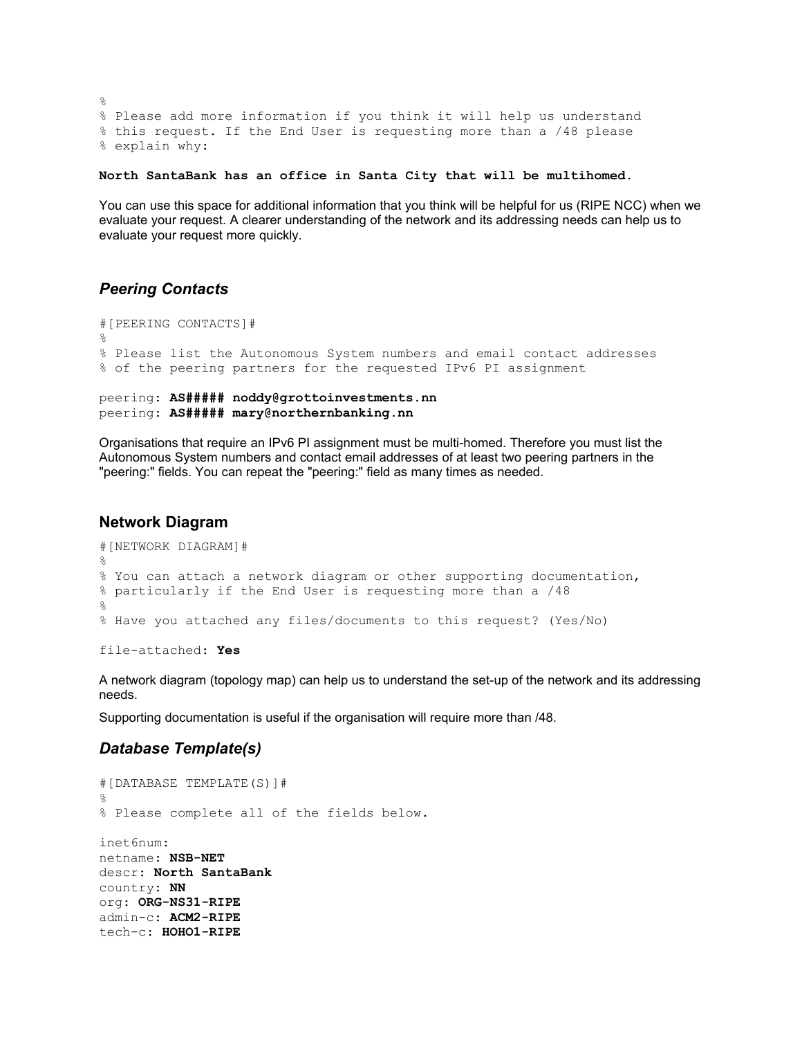```
%
% Please add more information if you think it will help us understand
% this request. If the End User is requesting more than a /48 please
% explain why:
```

**North SantaBank has an office in Santa City that will be multihomed.**

You can use this space for additional information that you think will be helpful for us (RIPE NCC) when we evaluate your request. A clearer understanding of the network and its addressing needs can help us to evaluate your request more quickly.

### *Peering Contacts*

```
#[PEERING CONTACTS]#
%
% Please list the Autonomous System numbers and email contact addresses
% of the peering partners for the requested IPv6 PI assignment

peering: AS##### noddy@grottoinvestments.nn
peering: AS##### mary@northernbanking.nn
```

Organisations that require an IPv6 PI assignment must be multi-homed. Therefore you must list the Autonomous System numbers and contact email addresses of at least two peering partners in the "peering:" fields. You can repeat the "peering:" field as many times as needed.

### Network Diagram

```
#[NETWORK DIAGRAM]#
%
% You can attach a network diagram or other supporting documentation,
% particularly if the End User is requesting more than a /48
%
% Have you attached any files/documents to this request? (Yes/No)

file-attached: Yes
```

A network diagram (topology map) can help us to understand the set-up of the network and its addressing needs.

Supporting documentation is useful if the organisation will require more than /48.

### *Database Template(s)*

```
#[DATABASE TEMPLATE(S)]#
%
% Please complete all of the fields below.

inet6num:
netname: NSB-NET
descr: North SantaBank
country: NN
org: ORG-NS31-RIPE
admin-c: ACM2-RIPE
tech-c: HOHO1-RIPE
```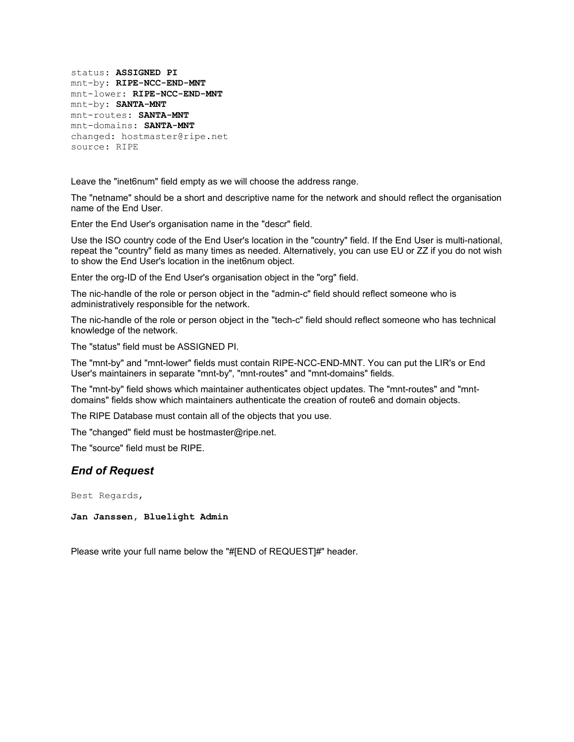```
status: ASSIGNED PI
mnt-by: RIPE-NCC-END-MNT
mnt-lower: RIPE-NCC-END-MNT
mnt-by: SANTA-MNT
mnt-routes: SANTA-MNT
mnt-domains: SANTA-MNT
changed: hostmaster@ripe.net
source: RIPE
```

Leave the "inet6num" field empty as we will choose the address range.

The "netname" should be a short and descriptive name for the network and should reflect the organisation name of the End User.

Enter the End User's organisation name in the "descr" field.

Use the ISO country code of the End User's location in the "country" field. If the End User is multi-national, repeat the "country" field as many times as needed. Alternatively, you can use EU or ZZ if you do not wish to show the End User's location in the inet6num object.

Enter the org-ID of the End User's organisation object in the "org" field.

The nic-handle of the role or person object in the "admin-c" field should reflect someone who is administratively responsible for the network.

The nic-handle of the role or person object in the "tech-c" field should reflect someone who has technical knowledge of the network.

The "status" field must be ASSIGNED PI.

The "mnt-by" and "mnt-lower" fields must contain RIPE-NCC-END-MNT. You can put the LIR's or End User's maintainers in separate "mnt-by", "mnt-routes" and "mnt-domains" fields.

The "mnt-by" field shows which maintainer authenticates object updates. The "mnt-routes" and "mnt-domains" fields show which maintainers authenticate the creation of route6 and domain objects.

The RIPE Database must contain all of the objects that you use.

The "changed" field must be hostmaster@ripe.net.

The "source" field must be RIPE.

### *End of Request*

Best Regards,

**Jan Janssen, Bluelight Admin**

Please write your full name below the "#[END of REQUEST]#" header.